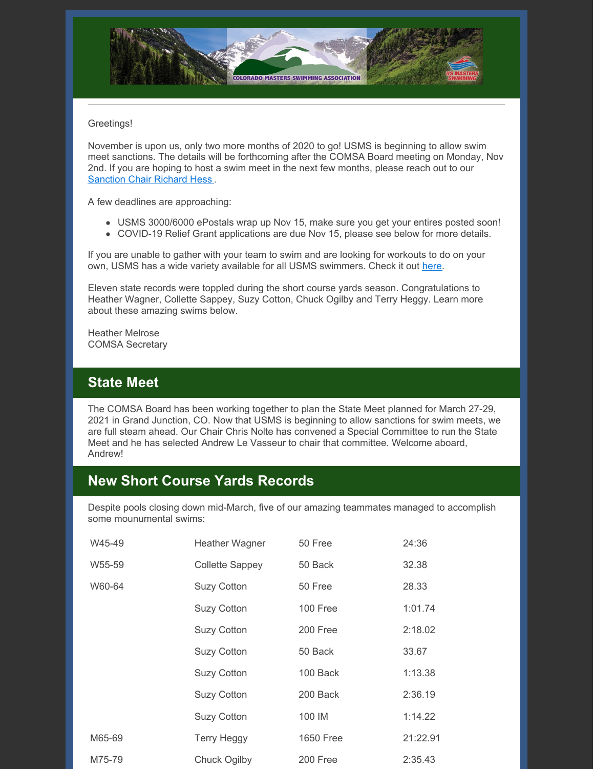Greetings!

November is upon us, only two more months of 2020 to go! USMS is beginning to allow swim meet sanctions. The details will be forthcoming after the COMSA Board meeting on Monday, Nov 2nd. If you are hoping to host a swim meet in the next few months, please reach out to our Sanction Chair Richard Hess .

A few deadlines are approaching:

- USMS 3000/6000 ePostals wrap up Nov 15, make sure you get your entires posted soon!
- COVID-19 Relief Grant applications are due Nov 15, please see below for more details.

If you are unable to gather with your team to swim and are looking for workouts to do on your own, USMS has a wide variety available for all USMS swimmers. Check it out here.

Eleven state records were toppled during the short course yards season. Congratulations to Heather Wagner, Collette Sappey, Suzy Cotton, Chuck Ogilby and Terry Heggy. Learn more about these amazing swims below.

Heather Melrose
COMSA Secretary

## State Meet

The COMSA Board has been working together to plan the State Meet planned for March 27-29, 2021 in Grand Junction, CO. Now that USMS is beginning to allow sanctions for swim meets, we are full steam ahead. Our Chair Chris Nolte has convened a Special Committee to run the State Meet and he has selected Andrew Le Vasseur to chair that committee. Welcome aboard, Andrew!

## New Short Course Yards Records

Despite pools closing down mid-March, five of our amazing teammates managed to accomplish some mounumental swims:

| | | | |
|---|---|---|---|
| W45-49 | Heather Wagner | 50 Free | 24:36 |
| W55-59 | Collette Sappey | 50 Back | 32.38 |
| W60-64 | Suzy Cotton | 50 Free | 28.33 |
| | Suzy Cotton | 100 Free | 1:01.74 |
| | Suzy Cotton | 200 Free | 2:18.02 |
| | Suzy Cotton | 50 Back | 33.67 |
| | Suzy Cotton | 100 Back | 1:13.38 |
| | Suzy Cotton | 200 Back | 2:36.19 |
| | Suzy Cotton | 100 IM | 1:14.22 |
| M65-69 | Terry Heggy | 1650 Free | 21:22.91 |
| M75-79 | Chuck Ogilby | 200 Free | 2:35.43 |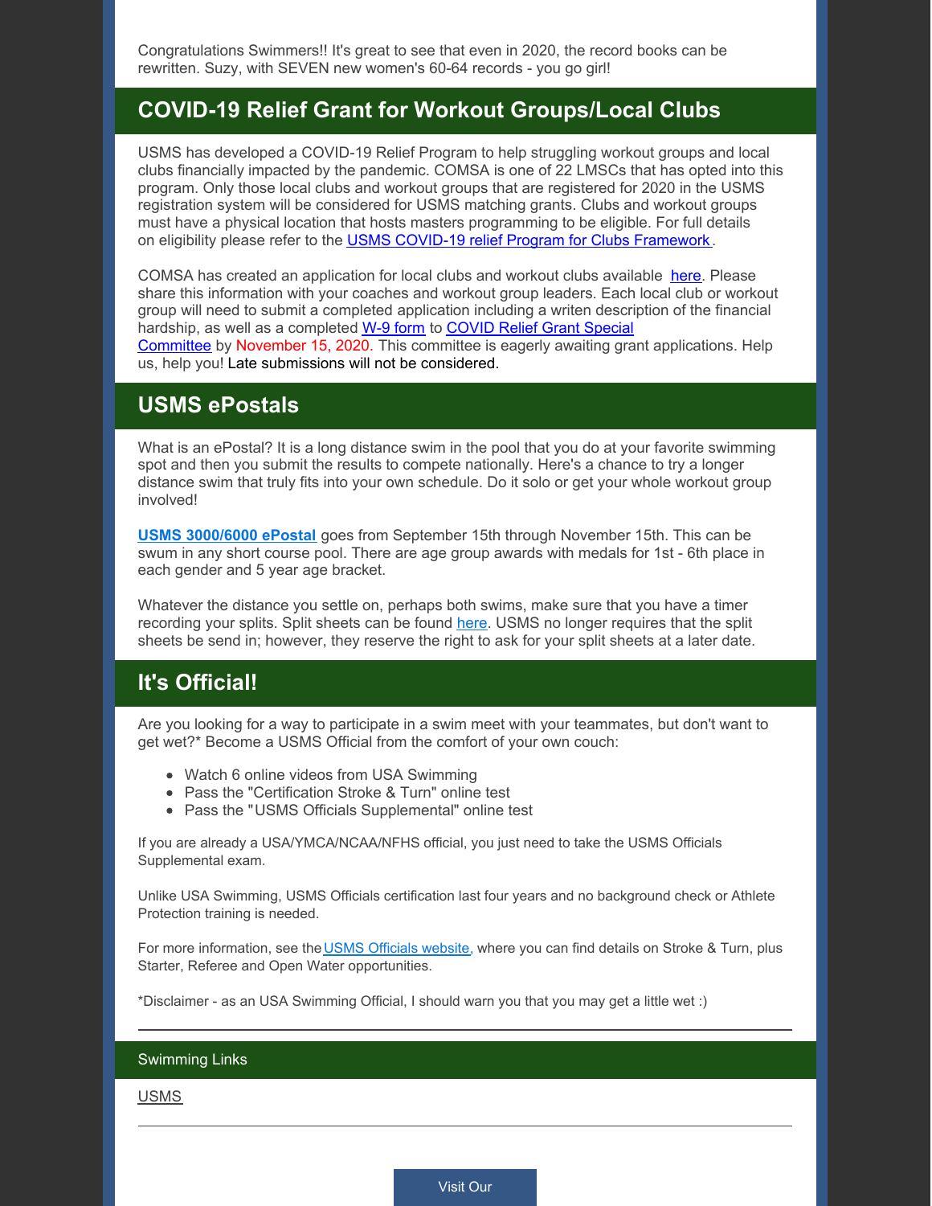Congratulations Swimmers!! It's great to see that even in 2020, the record books can be rewritten. Suzy, with SEVEN new women's 60-64 records - you go girl!

## COVID-19 Relief Grant for Workout Groups/Local Clubs

USMS has developed a COVID-19 Relief Program to help struggling workout groups and local clubs financially impacted by the pandemic. COMSA is one of 22 LMSCs that has opted into this program. Only those local clubs and workout groups that are registered for 2020 in the USMS registration system will be considered for USMS matching grants. Clubs and workout groups must have a physical location that hosts masters programming to be eligible. For full details on eligibility please refer to the USMS COVID-19 relief Program for Clubs Framework.

COMSA has created an application for local clubs and workout clubs available here. Please share this information with your coaches and workout group leaders. Each local club or workout group will need to submit a completed application including a writen description of the financial hardship, as well as a completed W-9 form to COVID Relief Grant Special Committee by November 15, 2020. This committee is eagerly awaiting grant applications. Help us, help you! Late submissions will not be considered.

## USMS ePostals

What is an ePostal? It is a long distance swim in the pool that you do at your favorite swimming spot and then you submit the results to compete nationally. Here's a chance to try a longer distance swim that truly fits into your own schedule. Do it solo or get your whole workout group involved!

**USMS 3000/6000 ePostal** goes from September 15th through November 15th. This can be swum in any short course pool. There are age group awards with medals for 1st - 6th place in each gender and 5 year age bracket.

Whatever the distance you settle on, perhaps both swims, make sure that you have a timer recording your splits. Split sheets can be found here. USMS no longer requires that the split sheets be send in; however, they reserve the right to ask for your split sheets at a later date.

## It's Official!

Are you looking for a way to participate in a swim meet with your teammates, but don't want to get wet?* Become a USMS Official from the comfort of your own couch:

- Watch 6 online videos from USA Swimming
- Pass the "Certification Stroke & Turn" online test
- Pass the "USMS Officials Supplemental" online test

If you are already a USA/YMCA/NCAA/NFHS official, you just need to take the USMS Officials Supplemental exam.

Unlike USA Swimming, USMS Officials certification last four years and no background check or Athlete Protection training is needed.

For more information, see the USMS Officials website, where you can find details on Stroke & Turn, plus Starter, Referee and Open Water opportunities.

*Disclaimer - as an USA Swimming Official, I should warn you that you may get a little wet :)

---

### Swimming Links

USMS

---

Visit Our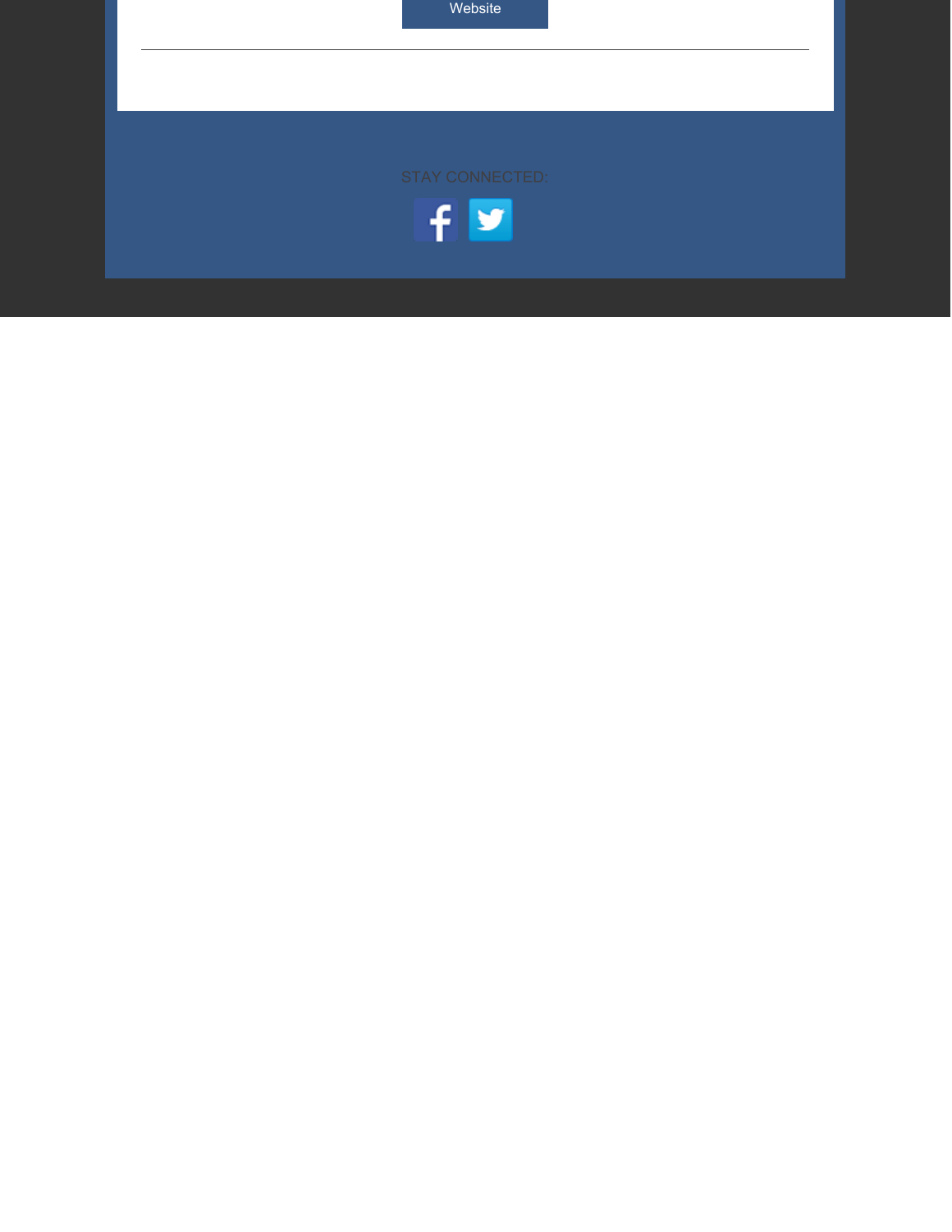Website

---

STAY CONNECTED: